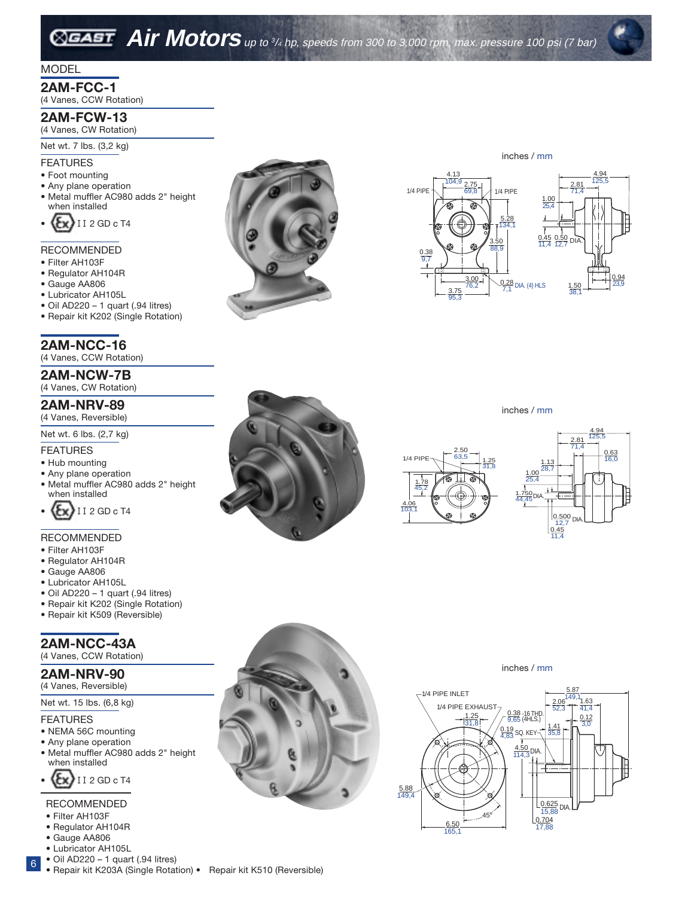# Air Motors *up to ³⁄₄ hp, speeds from 300 to 3,000 rpm, max. pressure 100 psi (7 bar)*

MODEL

## 2AM-FCC-1
(4 Vanes, CCW Rotation)

## 2AM-FCW-13
(4 Vanes, CW Rotation)

Net wt. 7 lbs. (3,2 kg)

### FEATURES
- Foot mounting
- Any plane operation
- Metal muffler AC980 adds 2" height when installed
- Ex II 2 GD c T4

### RECOMMENDED
- Filter AH103F
- Regulator AH104R
- Gauge AA806
- Lubricator AH105L
- Oil AD220 – 1 quart (.94 litres)
- Repair kit K202 (Single Rotation)

inches / mm

## 2AM-NCC-16
(4 Vanes, CCW Rotation)

## 2AM-NCW-7B
(4 Vanes, CW Rotation)

## 2AM-NRV-89
(4 Vanes, Reversible)

Net wt. 6 lbs. (2,7 kg)

### FEATURES
- Hub mounting
- Any plane operation
- Metal muffler AC980 adds 2" height when installed
- Ex II 2 GD c T4

### RECOMMENDED
- Filter AH103F
- Regulator AH104R
- Gauge AA806
- Lubricator AH105L
- Oil AD220 – 1 quart (.94 litres)
- Repair kit K202 (Single Rotation)
- Repair kit K509 (Reversible)

inches / mm

## 2AM-NCC-43A
(4 Vanes, CCW Rotation)

## 2AM-NRV-90
(4 Vanes, Reversible)

Net wt. 15 lbs. (6,8 kg)

### FEATURES
- NEMA 56C mounting
- Any plane operation
- Metal muffler AC980 adds 2" height when installed
- Ex II 2 GD c T4

### RECOMMENDED
- Filter AH103F
- Regulator AH104R
- Gauge AA806
- Lubricator AH105L
- Oil AD220 – 1 quart (.94 litres)
- Repair kit K203A (Single Rotation)
- Repair kit K510 (Reversible)

inches / mm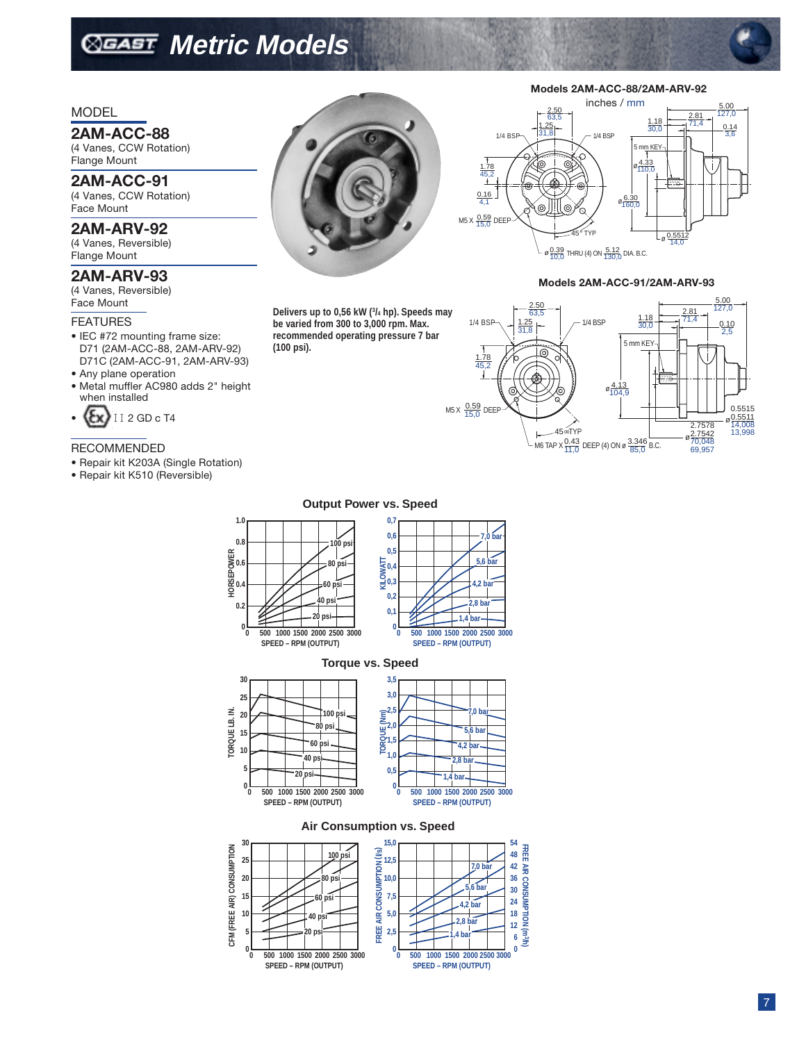# GAST Metric Models

MODEL

## 2AM-ACC-88
(4 Vanes, CCW Rotation)
Flange Mount

## 2AM-ACC-91
(4 Vanes, CCW Rotation)
Face Mount

## 2AM-ARV-92
(4 Vanes, Reversible)
Flange Mount

## 2AM-ARV-93
(4 Vanes, Reversible)
Face Mount

FEATURES

- IEC #72 mounting frame size: D71 (2AM-ACC-88, 2AM-ARV-92) D71C (2AM-ACC-91, 2AM-ARV-93)
- Any plane operation
- Metal muffler AC980 adds 2" height when installed
- Ex II 2 GD c T4

RECOMMENDED

- Repair kit K203A (Single Rotation)
- Repair kit K510 (Reversible)

**Delivers up to 0,56 kW (3/4 hp). Speeds may be varied from 300 to 3,000 rpm. Max. recommended operating pressure 7 bar (100 psi).**

### Models 2AM-ACC-88/2AM-ARV-92

inches / mm

2.50 / 63,5
1.25 / 31,8
1/4 BSP
1/4 BSP
1.78 / 45,2
0.16 / 4,1
M5 X 0.59 / 15,0 DEEP
45° TYP
ø 0.39 / 10,0 THRU (4) ON 5.12 / 130,0 DIA. B.C.
5.00 / 127,0
2.81 / 71,4
1.18 / 30,0
0.14 / 3,6
5 mm KEY
ø 4.33 / 110,0
ø 6.30 / 160,0
ø 0.5512 / 14,0

### Models 2AM-ACC-91/2AM-ARV-93

2.50 / 63,5
1.25 / 31,8
1/4 BSP
1/4 BSP
1.78 / 45,2
M5 X 0.59 / 15,0 DEEP
45° TYP
M6 TAP X 0.43 / 11,0 DEEP (4) ON ø 3.346 / 85,0 B.C.
5.00 / 127,0
2.81 / 71,4
1.18 / 30,0
0.10 / 2,5
5 mm KEY
ø 4.13 / 104,9
ø 2.7578 / 2.7542 / 70,048 / 69,957
ø 0.5515 / 0.5511 / 14,008 / 13,998

### Output Power vs. Speed

HORSEPOWER: 0, 0.2, 0.4, 0.6, 0.8, 1.0
100 psi, 80 psi, 60 psi, 40 psi, 20 psi
0 500 1000 1500 2000 2500 3000
SPEED – RPM (OUTPUT)

KILOWATT: 0, 0,1, 0,2, 0,3, 0,4, 0,5, 0,6, 0,7
7,0 bar, 5,6 bar, 4,2 bar, 2,8 bar, 1,4 bar
0 500 1000 1500 2000 2500 3000
SPEED – RPM (OUTPUT)

### Torque vs. Speed

TORQUE LB. IN.: 0, 5, 10, 15, 20, 25, 30
100 psi, 80 psi, 60 psi, 40 psi, 20 psi
0 500 1000 1500 2000 2500 3000
SPEED – RPM (OUTPUT)

TORQUE (Nm): 0, 0,5, 1,0, 1,5, 2,0, 2,5, 3,0, 3,5
7,0 bar, 5,6 bar, 4,2 bar, 2,8 bar, 1,4 bar
0 500 1000 1500 2000 2500 3000
SPEED – RPM (OUTPUT)

### Air Consumption vs. Speed

CFM (FREE AIR) CONSUMPTION: 0, 5, 10, 15, 20, 25, 30
100 psi, 80 psi, 60 psi, 40 psi, 20 psi
0 500 1000 1500 2000 2500 3000
SPEED – RPM (OUTPUT)

FREE AIR CONSUMPTION (l/s): 0, 2,5, 5,0, 7,5, 10,0, 12,5, 15,0
FREE AIR CONSUMPTION (m³/h): 0, 6, 12, 18, 24, 30, 36, 42, 48, 54
7,0 bar, 5,6 bar, 4,2 bar, 2,8 bar, 1,4 bar
0 500 1000 1500 2000 2500 3000
SPEED – RPM (OUTPUT)